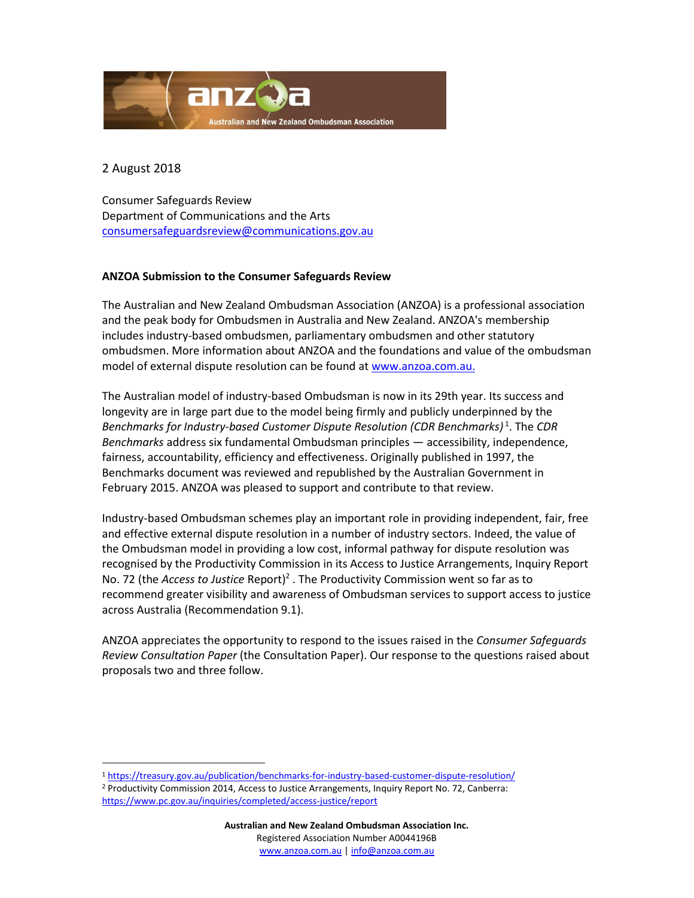2 August 2018

Consumer Safeguards Review
Department of Communications and the Arts
consumersafeguardsreview@communications.gov.au

**ANZOA Submission to the Consumer Safeguards Review**

The Australian and New Zealand Ombudsman Association (ANZOA) is a professional association and the peak body for Ombudsmen in Australia and New Zealand. ANZOA's membership includes industry-based ombudsmen, parliamentary ombudsmen and other statutory ombudsmen. More information about ANZOA and the foundations and value of the ombudsman model of external dispute resolution can be found at www.anzoa.com.au.

The Australian model of industry-based Ombudsman is now in its 29th year. Its success and longevity are in large part due to the model being firmly and publicly underpinned by the *Benchmarks for Industry-based Customer Dispute Resolution (CDR Benchmarks)*[1]. The *CDR Benchmarks* address six fundamental Ombudsman principles — accessibility, independence, fairness, accountability, efficiency and effectiveness. Originally published in 1997, the Benchmarks document was reviewed and republished by the Australian Government in February 2015. ANZOA was pleased to support and contribute to that review.

Industry-based Ombudsman schemes play an important role in providing independent, fair, free and effective external dispute resolution in a number of industry sectors. Indeed, the value of the Ombudsman model in providing a low cost, informal pathway for dispute resolution was recognised by the Productivity Commission in its Access to Justice Arrangements, Inquiry Report No. 72 (the *Access to Justice* Report)[2] . The Productivity Commission went so far as to recommend greater visibility and awareness of Ombudsman services to support access to justice across Australia (Recommendation 9.1).

ANZOA appreciates the opportunity to respond to the issues raised in the *Consumer Safeguards Review Consultation Paper* (the Consultation Paper). Our response to the questions raised about proposals two and three follow.

---

[1] https://treasury.gov.au/publication/benchmarks-for-industry-based-customer-dispute-resolution/

[2] Productivity Commission 2014, Access to Justice Arrangements, Inquiry Report No. 72, Canberra: https://www.pc.gov.au/inquiries/completed/access-justice/report

**Australian and New Zealand Ombudsman Association Inc.**
Registered Association Number A0044196B
www.anzoa.com.au | info@anzoa.com.au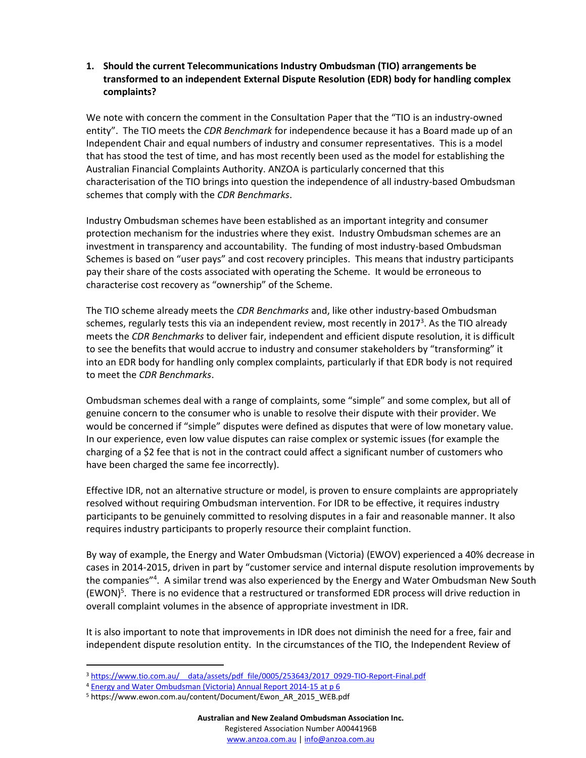**1. Should the current Telecommunications Industry Ombudsman (TIO) arrangements be transformed to an independent External Dispute Resolution (EDR) body for handling complex complaints?**

We note with concern the comment in the Consultation Paper that the "TIO is an industry-owned entity". The TIO meets the *CDR Benchmark* for independence because it has a Board made up of an Independent Chair and equal numbers of industry and consumer representatives. This is a model that has stood the test of time, and has most recently been used as the model for establishing the Australian Financial Complaints Authority. ANZOA is particularly concerned that this characterisation of the TIO brings into question the independence of all industry-based Ombudsman schemes that comply with the *CDR Benchmarks*.

Industry Ombudsman schemes have been established as an important integrity and consumer protection mechanism for the industries where they exist. Industry Ombudsman schemes are an investment in transparency and accountability. The funding of most industry-based Ombudsman Schemes is based on "user pays" and cost recovery principles. This means that industry participants pay their share of the costs associated with operating the Scheme. It would be erroneous to characterise cost recovery as "ownership" of the Scheme.

The TIO scheme already meets the *CDR Benchmarks* and, like other industry-based Ombudsman schemes, regularly tests this via an independent review, most recently in 2017[3]. As the TIO already meets the *CDR Benchmarks* to deliver fair, independent and efficient dispute resolution, it is difficult to see the benefits that would accrue to industry and consumer stakeholders by "transforming" it into an EDR body for handling only complex complaints, particularly if that EDR body is not required to meet the *CDR Benchmarks*.

Ombudsman schemes deal with a range of complaints, some "simple" and some complex, but all of genuine concern to the consumer who is unable to resolve their dispute with their provider. We would be concerned if "simple" disputes were defined as disputes that were of low monetary value. In our experience, even low value disputes can raise complex or systemic issues (for example the charging of a $2 fee that is not in the contract could affect a significant number of customers who have been charged the same fee incorrectly).

Effective IDR, not an alternative structure or model, is proven to ensure complaints are appropriately resolved without requiring Ombudsman intervention. For IDR to be effective, it requires industry participants to be genuinely committed to resolving disputes in a fair and reasonable manner. It also requires industry participants to properly resource their complaint function.

By way of example, the Energy and Water Ombudsman (Victoria) (EWOV) experienced a 40% decrease in cases in 2014-2015, driven in part by "customer service and internal dispute resolution improvements by the companies"[4]. A similar trend was also experienced by the Energy and Water Ombudsman New South (EWON)[5]. There is no evidence that a restructured or transformed EDR process will drive reduction in overall complaint volumes in the absence of appropriate investment in IDR.

It is also important to note that improvements in IDR does not diminish the need for a free, fair and independent dispute resolution entity. In the circumstances of the TIO, the Independent Review of

---

[3] https://www.tio.com.au/__data/assets/pdf_file/0005/253643/2017_0929-TIO-Report-Final.pdf

[4] Energy and Water Ombudsman (Victoria) Annual Report 2014-15 at p 6

[5] https://www.ewon.com.au/content/Document/Ewon_AR_2015_WEB.pdf

**Australian and New Zealand Ombudsman Association Inc.**
Registered Association Number A0044196B
www.anzoa.com.au | info@anzoa.com.au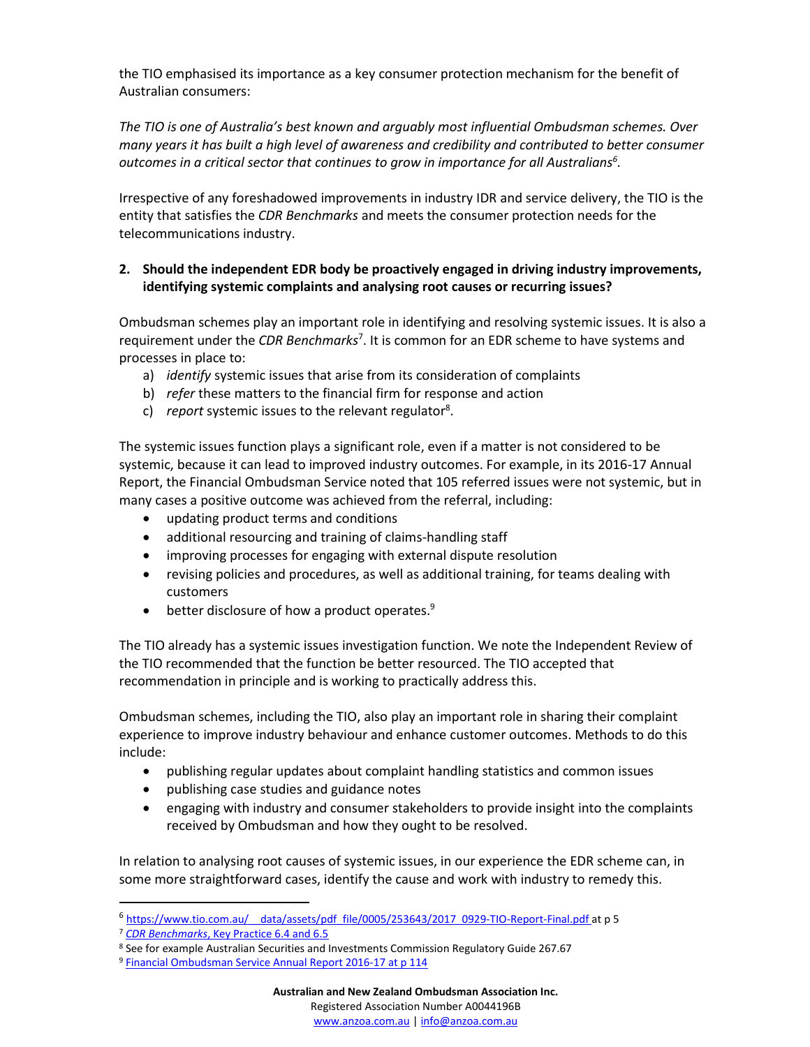the TIO emphasised its importance as a key consumer protection mechanism for the benefit of Australian consumers:

*The TIO is one of Australia's best known and arguably most influential Ombudsman schemes. Over many years it has built a high level of awareness and credibility and contributed to better consumer outcomes in a critical sector that continues to grow in importance for all Australians*[6].

Irrespective of any foreshadowed improvements in industry IDR and service delivery, the TIO is the entity that satisfies the *CDR Benchmarks* and meets the consumer protection needs for the telecommunications industry.

**2. Should the independent EDR body be proactively engaged in driving industry improvements, identifying systemic complaints and analysing root causes or recurring issues?**

Ombudsman schemes play an important role in identifying and resolving systemic issues. It is also a requirement under the *CDR Benchmarks*[7]. It is common for an EDR scheme to have systems and processes in place to:

a) *identify* systemic issues that arise from its consideration of complaints
b) *refer* these matters to the financial firm for response and action
c) *report* systemic issues to the relevant regulator[8].

The systemic issues function plays a significant role, even if a matter is not considered to be systemic, because it can lead to improved industry outcomes. For example, in its 2016-17 Annual Report, the Financial Ombudsman Service noted that 105 referred issues were not systemic, but in many cases a positive outcome was achieved from the referral, including:

- updating product terms and conditions
- additional resourcing and training of claims-handling staff
- improving processes for engaging with external dispute resolution
- revising policies and procedures, as well as additional training, for teams dealing with customers
- better disclosure of how a product operates.[9]

The TIO already has a systemic issues investigation function. We note the Independent Review of the TIO recommended that the function be better resourced. The TIO accepted that recommendation in principle and is working to practically address this.

Ombudsman schemes, including the TIO, also play an important role in sharing their complaint experience to improve industry behaviour and enhance customer outcomes. Methods to do this include:

- publishing regular updates about complaint handling statistics and common issues
- publishing case studies and guidance notes
- engaging with industry and consumer stakeholders to provide insight into the complaints received by Ombudsman and how they ought to be resolved.

In relation to analysing root causes of systemic issues, in our experience the EDR scheme can, in some more straightforward cases, identify the cause and work with industry to remedy this.

---

[6] https://www.tio.com.au/__data/assets/pdf_file/0005/253643/2017_0929-TIO-Report-Final.pdf at p 5
[7] *CDR Benchmarks*, Key Practice 6.4 and 6.5
[8] See for example Australian Securities and Investments Commission Regulatory Guide 267.67
[9] Financial Ombudsman Service Annual Report 2016-17 at p 114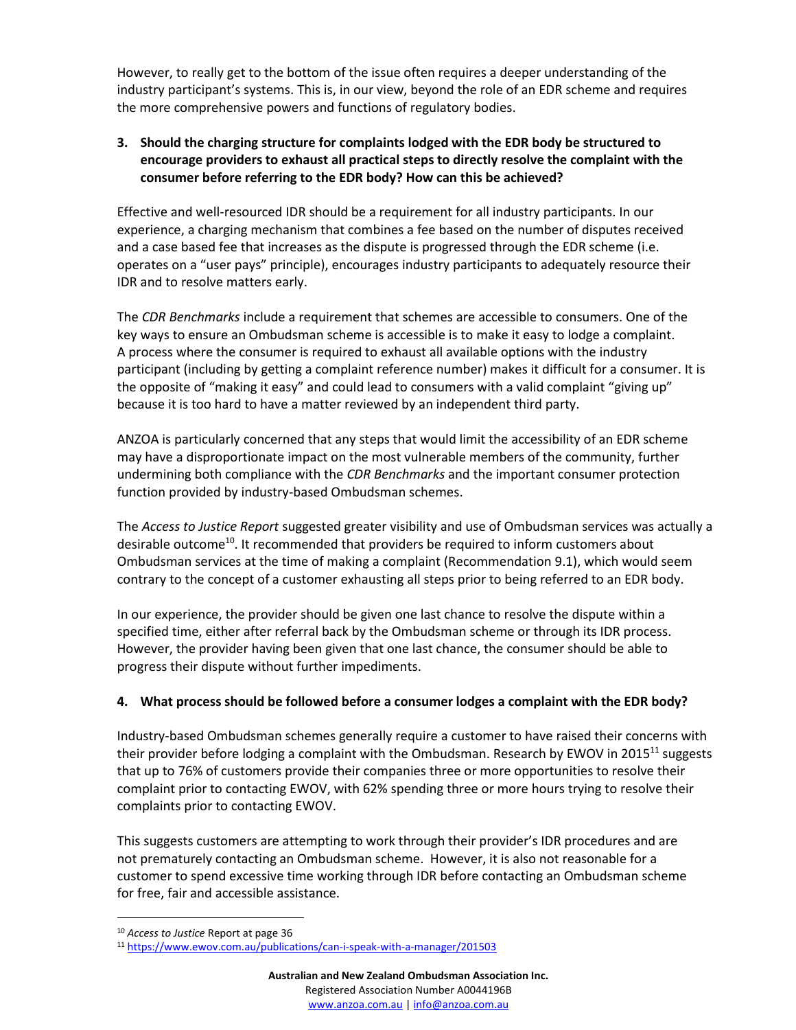However, to really get to the bottom of the issue often requires a deeper understanding of the industry participant's systems. This is, in our view, beyond the role of an EDR scheme and requires the more comprehensive powers and functions of regulatory bodies.

**3. Should the charging structure for complaints lodged with the EDR body be structured to encourage providers to exhaust all practical steps to directly resolve the complaint with the consumer before referring to the EDR body? How can this be achieved?**

Effective and well-resourced IDR should be a requirement for all industry participants. In our experience, a charging mechanism that combines a fee based on the number of disputes received and a case based fee that increases as the dispute is progressed through the EDR scheme (i.e. operates on a "user pays" principle), encourages industry participants to adequately resource their IDR and to resolve matters early.

The *CDR Benchmarks* include a requirement that schemes are accessible to consumers. One of the key ways to ensure an Ombudsman scheme is accessible is to make it easy to lodge a complaint. A process where the consumer is required to exhaust all available options with the industry participant (including by getting a complaint reference number) makes it difficult for a consumer. It is the opposite of "making it easy" and could lead to consumers with a valid complaint "giving up" because it is too hard to have a matter reviewed by an independent third party.

ANZOA is particularly concerned that any steps that would limit the accessibility of an EDR scheme may have a disproportionate impact on the most vulnerable members of the community, further undermining both compliance with the *CDR Benchmarks* and the important consumer protection function provided by industry-based Ombudsman schemes.

The *Access to Justice Report* suggested greater visibility and use of Ombudsman services was actually a desirable outcome[10]. It recommended that providers be required to inform customers about Ombudsman services at the time of making a complaint (Recommendation 9.1), which would seem contrary to the concept of a customer exhausting all steps prior to being referred to an EDR body.

In our experience, the provider should be given one last chance to resolve the dispute within a specified time, either after referral back by the Ombudsman scheme or through its IDR process. However, the provider having been given that one last chance, the consumer should be able to progress their dispute without further impediments.

**4. What process should be followed before a consumer lodges a complaint with the EDR body?**

Industry-based Ombudsman schemes generally require a customer to have raised their concerns with their provider before lodging a complaint with the Ombudsman. Research by EWOV in 2015[11] suggests that up to 76% of customers provide their companies three or more opportunities to resolve their complaint prior to contacting EWOV, with 62% spending three or more hours trying to resolve their complaints prior to contacting EWOV.

This suggests customers are attempting to work through their provider's IDR procedures and are not prematurely contacting an Ombudsman scheme. However, it is also not reasonable for a customer to spend excessive time working through IDR before contacting an Ombudsman scheme for free, fair and accessible assistance.

---

[10] *Access to Justice* Report at page 36

[11] https://www.ewov.com.au/publications/can-i-speak-with-a-manager/201503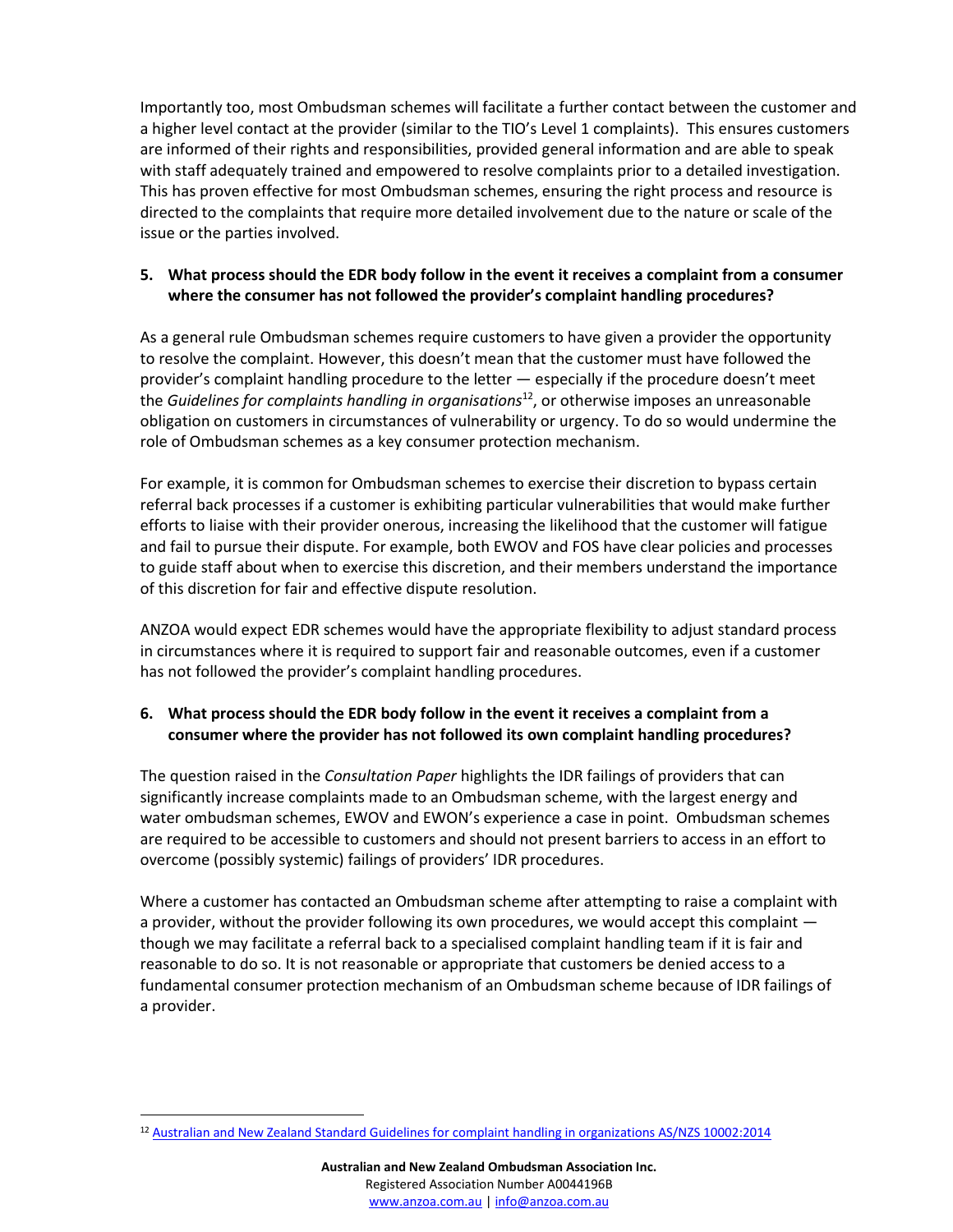Importantly too, most Ombudsman schemes will facilitate a further contact between the customer and a higher level contact at the provider (similar to the TIO's Level 1 complaints). This ensures customers are informed of their rights and responsibilities, provided general information and are able to speak with staff adequately trained and empowered to resolve complaints prior to a detailed investigation. This has proven effective for most Ombudsman schemes, ensuring the right process and resource is directed to the complaints that require more detailed involvement due to the nature or scale of the issue or the parties involved.

**5. What process should the EDR body follow in the event it receives a complaint from a consumer where the consumer has not followed the provider's complaint handling procedures?**

As a general rule Ombudsman schemes require customers to have given a provider the opportunity to resolve the complaint. However, this doesn't mean that the customer must have followed the provider's complaint handling procedure to the letter — especially if the procedure doesn't meet the *Guidelines for complaints handling in organisations*[12], or otherwise imposes an unreasonable obligation on customers in circumstances of vulnerability or urgency. To do so would undermine the role of Ombudsman schemes as a key consumer protection mechanism.

For example, it is common for Ombudsman schemes to exercise their discretion to bypass certain referral back processes if a customer is exhibiting particular vulnerabilities that would make further efforts to liaise with their provider onerous, increasing the likelihood that the customer will fatigue and fail to pursue their dispute. For example, both EWOV and FOS have clear policies and processes to guide staff about when to exercise this discretion, and their members understand the importance of this discretion for fair and effective dispute resolution.

ANZOA would expect EDR schemes would have the appropriate flexibility to adjust standard process in circumstances where it is required to support fair and reasonable outcomes, even if a customer has not followed the provider's complaint handling procedures.

**6. What process should the EDR body follow in the event it receives a complaint from a consumer where the provider has not followed its own complaint handling procedures?**

The question raised in the *Consultation Paper* highlights the IDR failings of providers that can significantly increase complaints made to an Ombudsman scheme, with the largest energy and water ombudsman schemes, EWOV and EWON's experience a case in point. Ombudsman schemes are required to be accessible to customers and should not present barriers to access in an effort to overcome (possibly systemic) failings of providers' IDR procedures.

Where a customer has contacted an Ombudsman scheme after attempting to raise a complaint with a provider, without the provider following its own procedures, we would accept this complaint — though we may facilitate a referral back to a specialised complaint handling team if it is fair and reasonable to do so. It is not reasonable or appropriate that customers be denied access to a fundamental consumer protection mechanism of an Ombudsman scheme because of IDR failings of a provider.

---

[12] Australian and New Zealand Standard Guidelines for complaint handling in organizations AS/NZS 10002:2014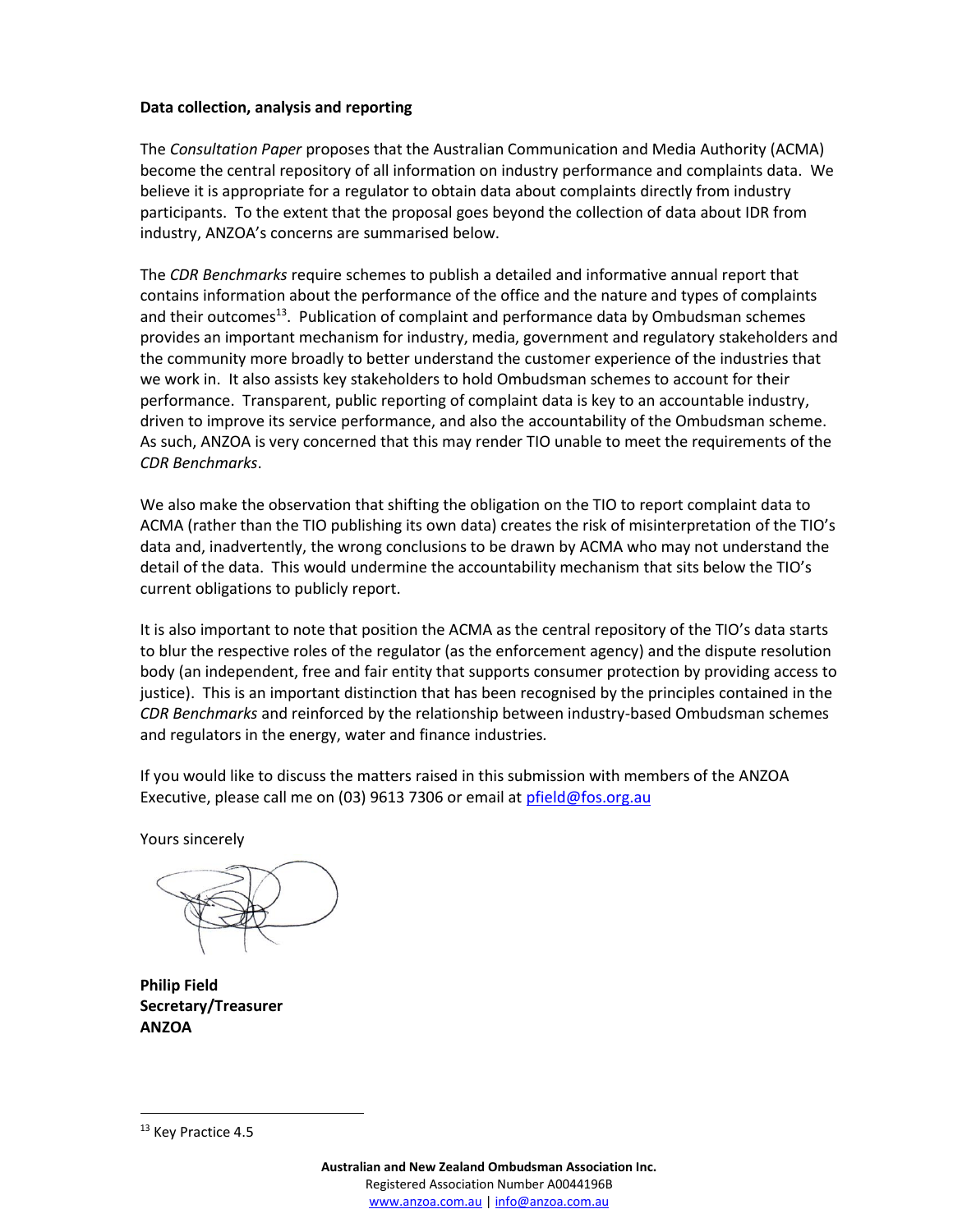**Data collection, analysis and reporting**

The *Consultation Paper* proposes that the Australian Communication and Media Authority (ACMA) become the central repository of all information on industry performance and complaints data. We believe it is appropriate for a regulator to obtain data about complaints directly from industry participants. To the extent that the proposal goes beyond the collection of data about IDR from industry, ANZOA's concerns are summarised below.

The *CDR Benchmarks* require schemes to publish a detailed and informative annual report that contains information about the performance of the office and the nature and types of complaints and their outcomes[13]. Publication of complaint and performance data by Ombudsman schemes provides an important mechanism for industry, media, government and regulatory stakeholders and the community more broadly to better understand the customer experience of the industries that we work in. It also assists key stakeholders to hold Ombudsman schemes to account for their performance. Transparent, public reporting of complaint data is key to an accountable industry, driven to improve its service performance, and also the accountability of the Ombudsman scheme. As such, ANZOA is very concerned that this may render TIO unable to meet the requirements of the *CDR Benchmarks*.

We also make the observation that shifting the obligation on the TIO to report complaint data to ACMA (rather than the TIO publishing its own data) creates the risk of misinterpretation of the TIO's data and, inadvertently, the wrong conclusions to be drawn by ACMA who may not understand the detail of the data. This would undermine the accountability mechanism that sits below the TIO's current obligations to publicly report.

It is also important to note that position the ACMA as the central repository of the TIO's data starts to blur the respective roles of the regulator (as the enforcement agency) and the dispute resolution body (an independent, free and fair entity that supports consumer protection by providing access to justice). This is an important distinction that has been recognised by the principles contained in the *CDR Benchmarks* and reinforced by the relationship between industry-based Ombudsman schemes and regulators in the energy, water and finance industries.

If you would like to discuss the matters raised in this submission with members of the ANZOA Executive, please call me on (03) 9613 7306 or email at pfield@fos.org.au

Yours sincerely

**Philip Field**
**Secretary/Treasurer**
**ANZOA**

[13] Key Practice 4.5

**Australian and New Zealand Ombudsman Association Inc.**
Registered Association Number A0044196B
www.anzoa.com.au | info@anzoa.com.au